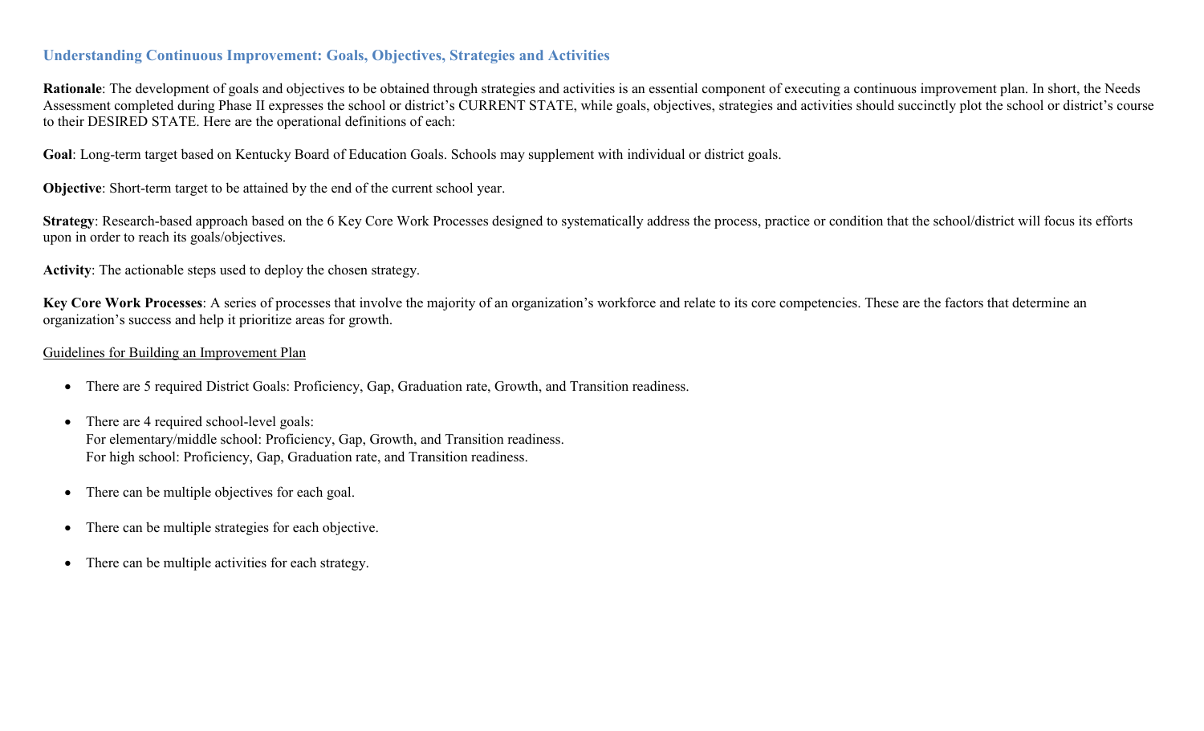## Understanding Continuous Improvement: Goals, Objectives, Strategies and Activities

**Rationale**: The development of goals and objectives to be obtained through strategies and activities is an essential component of executing a continuous improvement plan. In short, the Needs Assessment completed during Phase II expresses the school or district's CURRENT STATE, while goals, objectives, strategies and activities should succinctly plot the school or district's course to their DESIRED STATE. Here are the operational definitions of each:

**Goal**: Long-term target based on Kentucky Board of Education Goals. Schools may supplement with individual or district goals.

**Objective**: Short-term target to be attained by the end of the current school year.

**Strategy**: Research-based approach based on the 6 Key Core Work Processes designed to systematically address the process, practice or condition that the school/district will focus its efforts upon in order to reach its goals/objectives.

**Activity**: The actionable steps used to deploy the chosen strategy.

**Key Core Work Processes**: A series of processes that involve the majority of an organization's workforce and relate to its core competencies. These are the factors that determine an organization's success and help it prioritize areas for growth.

<u>Guidelines for Building an Improvement Plan</u>

- There are 5 required District Goals: Proficiency, Gap, Graduation rate, Growth, and Transition readiness.
- There are 4 required school-level goals:
  For elementary/middle school: Proficiency, Gap, Growth, and Transition readiness.
  For high school: Proficiency, Gap, Graduation rate, and Transition readiness.
- There can be multiple objectives for each goal.
- There can be multiple strategies for each objective.
- There can be multiple activities for each strategy.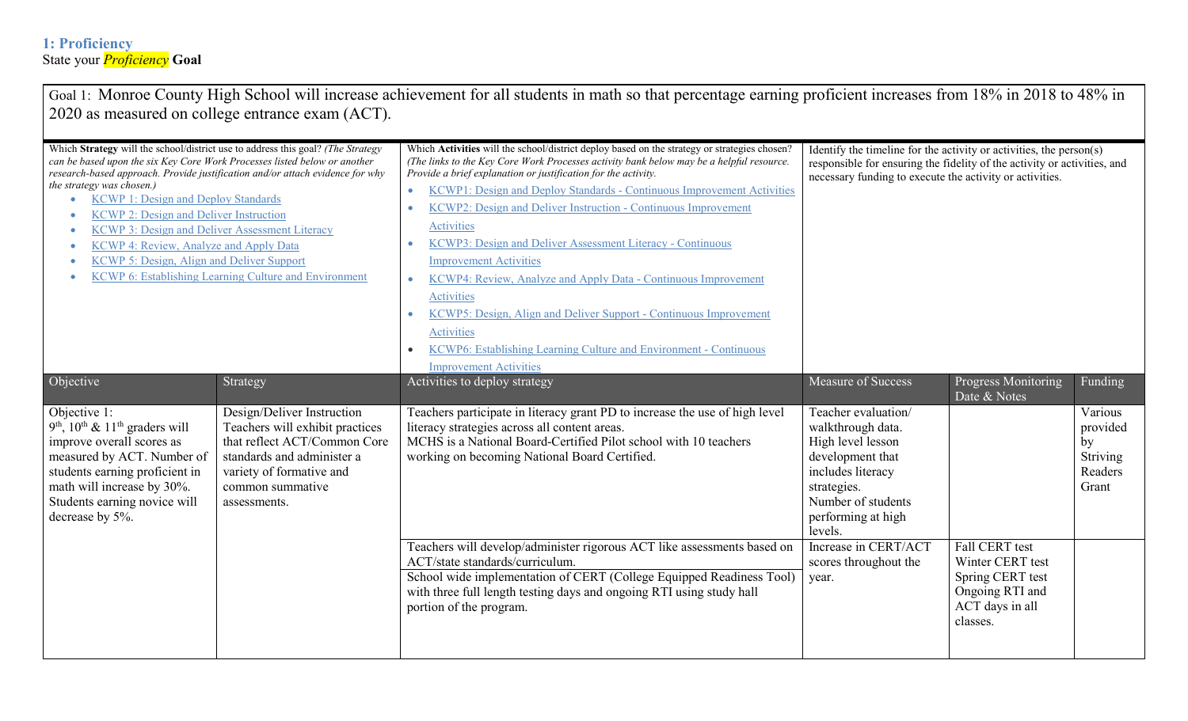### 1: Proficiency

State your *Proficiency* **Goal**

Goal 1: Monroe County High School will increase achievement for all students in math so that percentage earning proficient increases from 18% in 2018 to 48% in 2020 as measured on college entrance exam (ACT).

| Which **Strategy** will the school/district use to address this goal? *(The Strategy can be based upon the six Key Core Work Processes listed below or another research-based approach. Provide justification and/or attach evidence for why the strategy was chosen.)*<br>• KCWP 1: Design and Deploy Standards<br>• KCWP 2: Design and Deliver Instruction<br>• KCWP 3: Design and Deliver Assessment Literacy<br>• KCWP 4: Review, Analyze and Apply Data<br>• KCWP 5: Design, Align and Deliver Support<br>• KCWP 6: Establishing Learning Culture and Environment | | Which **Activities** will the school/district deploy based on the strategy or strategies chosen? *(The links to the Key Core Work Processes activity bank below may be a helpful resource. Provide a brief explanation or justification for the activity.*<br>• KCWP1: Design and Deploy Standards - Continuous Improvement Activities<br>• KCWP2: Design and Deliver Instruction - Continuous Improvement Activities<br>• KCWP3: Design and Deliver Assessment Literacy - Continuous Improvement Activities<br>• KCWP4: Review, Analyze and Apply Data - Continuous Improvement Activities<br>• KCWP5: Design, Align and Deliver Support - Continuous Improvement Activities<br>• KCWP6: Establishing Learning Culture and Environment - Continuous Improvement Activities | Identify the timeline for the activity or activities, the person(s) responsible for ensuring the fidelity of the activity or activities, and necessary funding to execute the activity or activities. | | |
|---|---|---|---|---|---|
| **Objective** | **Strategy** | **Activities to deploy strategy** | **Measure of Success** | **Progress Monitoring Date & Notes** | **Funding** |
| Objective 1:<br>9th, 10th & 11th graders will improve overall scores as measured by ACT. Number of students earning proficient in math will increase by 30%. Students earning novice will decrease by 5%. | Design/Deliver Instruction<br>Teachers will exhibit practices that reflect ACT/Common Core standards and administer a variety of formative and common summative assessments. | Teachers participate in literacy grant PD to increase the use of high level literacy strategies across all content areas.<br>MCHS is a National Board-Certified Pilot school with 10 teachers working on becoming National Board Certified. | Teacher evaluation/ walkthrough data.<br>High level lesson development that includes literacy strategies.<br>Number of students performing at high levels. | | Various provided by Striving Readers Grant |
| | | Teachers will develop/administer rigorous ACT like assessments based on ACT/state standards/curriculum.<br>School wide implementation of CERT (College Equipped Readiness Tool) with three full length testing days and ongoing RTI using study hall portion of the program. | Increase in CERT/ACT scores throughout the year. | Fall CERT test<br>Winter CERT test<br>Spring CERT test<br>Ongoing RTI and ACT days in all classes. | |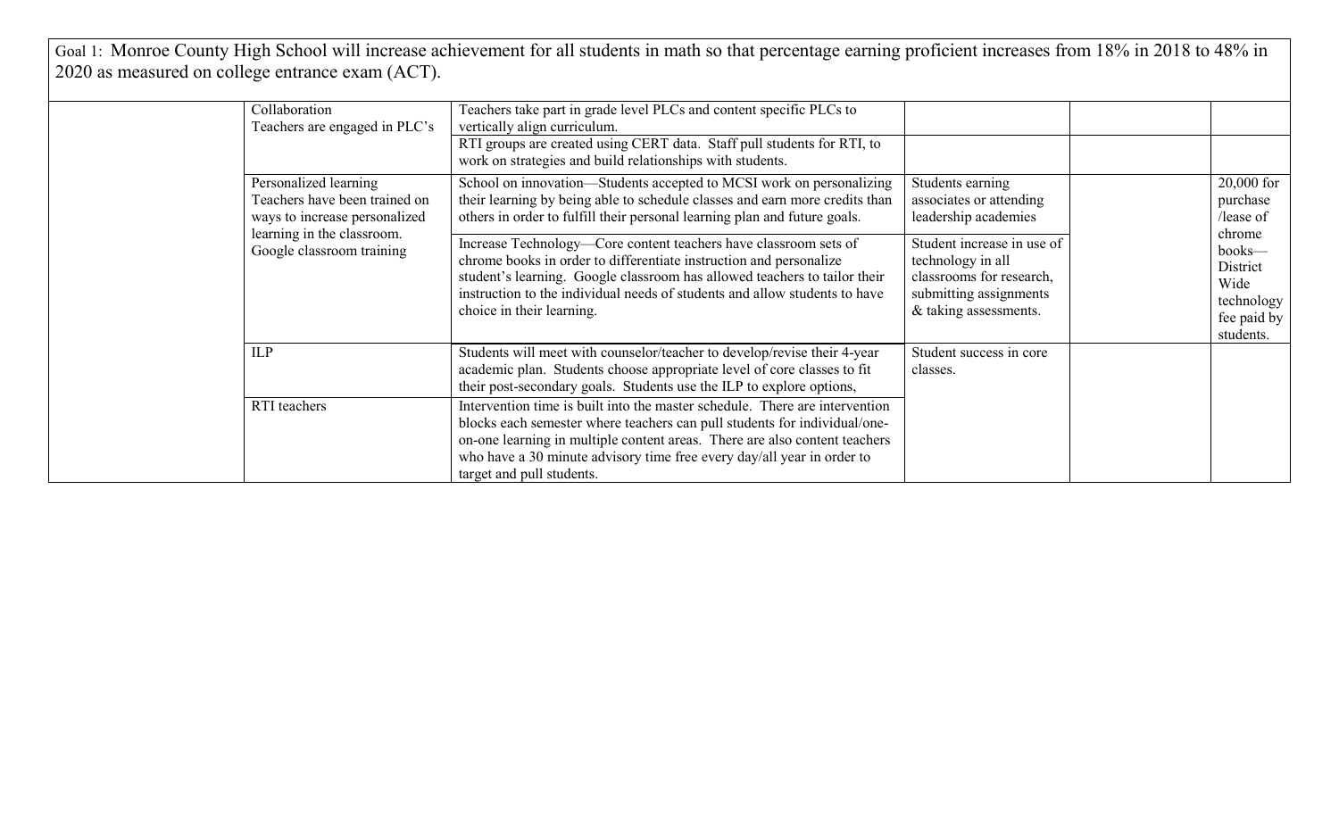Goal 1: Monroe County High School will increase achievement for all students in math so that percentage earning proficient increases from 18% in 2018 to 48% in 2020 as measured on college entrance exam (ACT).

| | | | | | |
|---|---|---|---|---|---|
| | Collaboration<br>Teachers are engaged in PLC's | Teachers take part in grade level PLCs and content specific PLCs to vertically align curriculum. | | | |
| | | RTI groups are created using CERT data. Staff pull students for RTI, to work on strategies and build relationships with students. | | | |
| | Personalized learning<br>Teachers have been trained on ways to increase personalized learning in the classroom.<br>Google classroom training | School on innovation—Students accepted to MCSI work on personalizing their learning by being able to schedule classes and earn more credits than others in order to fulfill their personal learning plan and future goals. | Students earning associates or attending leadership academies | | 20,000 for purchase /lease of chrome books—District Wide technology fee paid by students. |
| | | Increase Technology—Core content teachers have classroom sets of chrome books in order to differentiate instruction and personalize student's learning. Google classroom has allowed teachers to tailor their instruction to the individual needs of students and allow students to have choice in their learning. | Student increase in use of technology in all classrooms for research, submitting assignments & taking assessments. | | |
| | ILP | Students will meet with counselor/teacher to develop/revise their 4-year academic plan. Students choose appropriate level of core classes to fit their post-secondary goals. Students use the ILP to explore options, | Student success in core classes. | | |
| | RTI teachers | Intervention time is built into the master schedule. There are intervention blocks each semester where teachers can pull students for individual/one-on-one learning in multiple content areas. There are also content teachers who have a 30 minute advisory time free every day/all year in order to target and pull students. | | | |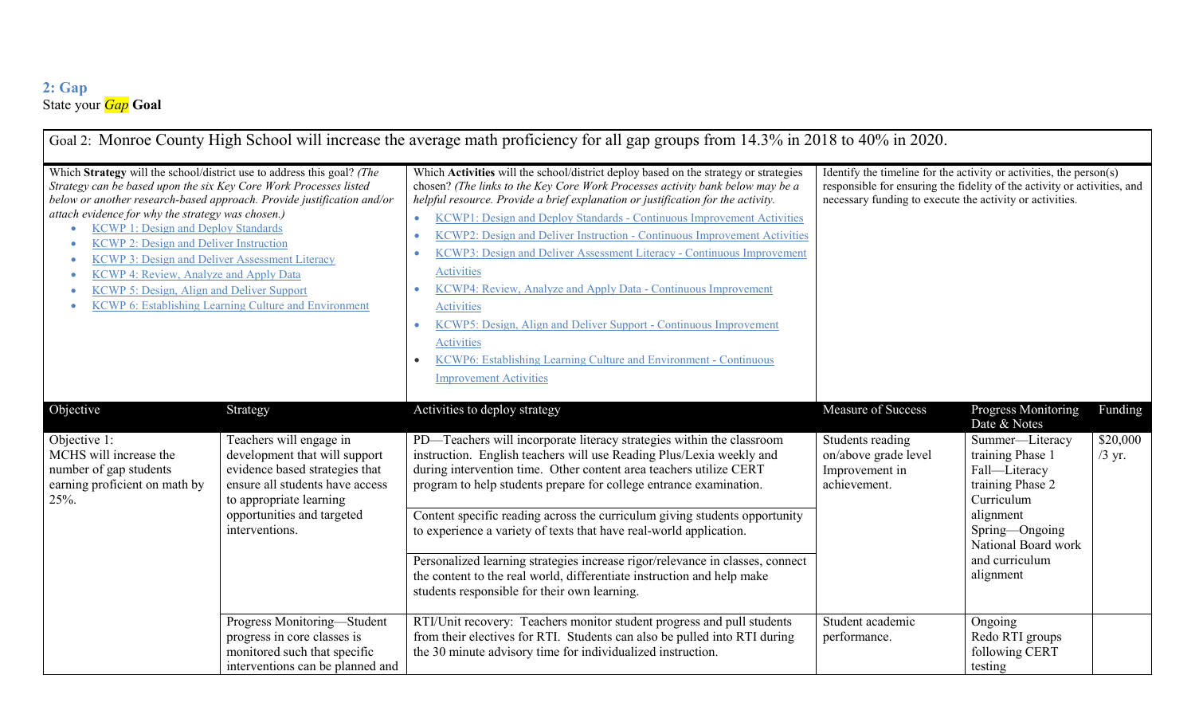## 2: Gap

State your *Gap* **Goal**

| Goal 2: Monroe County High School will increase the average math proficiency for all gap groups from 14.3% in 2018 to 40% in 2020. | | | | | |
|---|---|---|---|---|---|
| Which **Strategy** will the school/district use to address this goal? *(The Strategy can be based upon the six Key Core Work Processes listed below or another research-based approach. Provide justification and/or attach evidence for why the strategy was chosen.)*<br>• KCWP 1: Design and Deploy Standards<br>• KCWP 2: Design and Deliver Instruction<br>• KCWP 3: Design and Deliver Assessment Literacy<br>• KCWP 4: Review, Analyze and Apply Data<br>• KCWP 5: Design, Align and Deliver Support<br>• KCWP 6: Establishing Learning Culture and Environment | | Which **Activities** will the school/district deploy based on the strategy or strategies chosen? *(The links to the Key Core Work Processes activity bank below may be a helpful resource. Provide a brief explanation or justification for the activity.*<br>• KCWP1: Design and Deploy Standards - Continuous Improvement Activities<br>• KCWP2: Design and Deliver Instruction - Continuous Improvement Activities<br>• KCWP3: Design and Deliver Assessment Literacy - Continuous Improvement Activities<br>• KCWP4: Review, Analyze and Apply Data - Continuous Improvement Activities<br>• KCWP5: Design, Align and Deliver Support - Continuous Improvement Activities<br>• KCWP6: Establishing Learning Culture and Environment - Continuous Improvement Activities | Identify the timeline for the activity or activities, the person(s) responsible for ensuring the fidelity of the activity or activities, and necessary funding to execute the activity or activities. | | |
| **Objective** | **Strategy** | **Activities to deploy strategy** | **Measure of Success** | **Progress Monitoring Date & Notes** | **Funding** |
| Objective 1:<br>MCHS will increase the number of gap students earning proficient on math by 25%. | Teachers will engage in development that will support evidence based strategies that ensure all students have access to appropriate learning opportunities and targeted interventions. | PD—Teachers will incorporate literacy strategies within the classroom instruction. English teachers will use Reading Plus/Lexia weekly and during intervention time. Other content area teachers utilize CERT program to help students prepare for college entrance examination. | Students reading on/above grade level<br>Improvement in achievement. | Summer—Literacy training Phase 1<br>Fall—Literacy training Phase 2<br>Curriculum alignment<br>Spring—Ongoing National Board work and curriculum alignment | $20,000 /3 yr. |
| | | Content specific reading across the curriculum giving students opportunity to experience a variety of texts that have real-world application. | | | |
| | | Personalized learning strategies increase rigor/relevance in classes, connect the content to the real world, differentiate instruction and help make students responsible for their own learning. | | | |
| | Progress Monitoring—Student progress in core classes is monitored such that specific interventions can be planned and | RTI/Unit recovery: Teachers monitor student progress and pull students from their electives for RTI. Students can also be pulled into RTI during the 30 minute advisory time for individualized instruction. | Student academic performance. | Ongoing<br>Redo RTI groups following CERT testing | |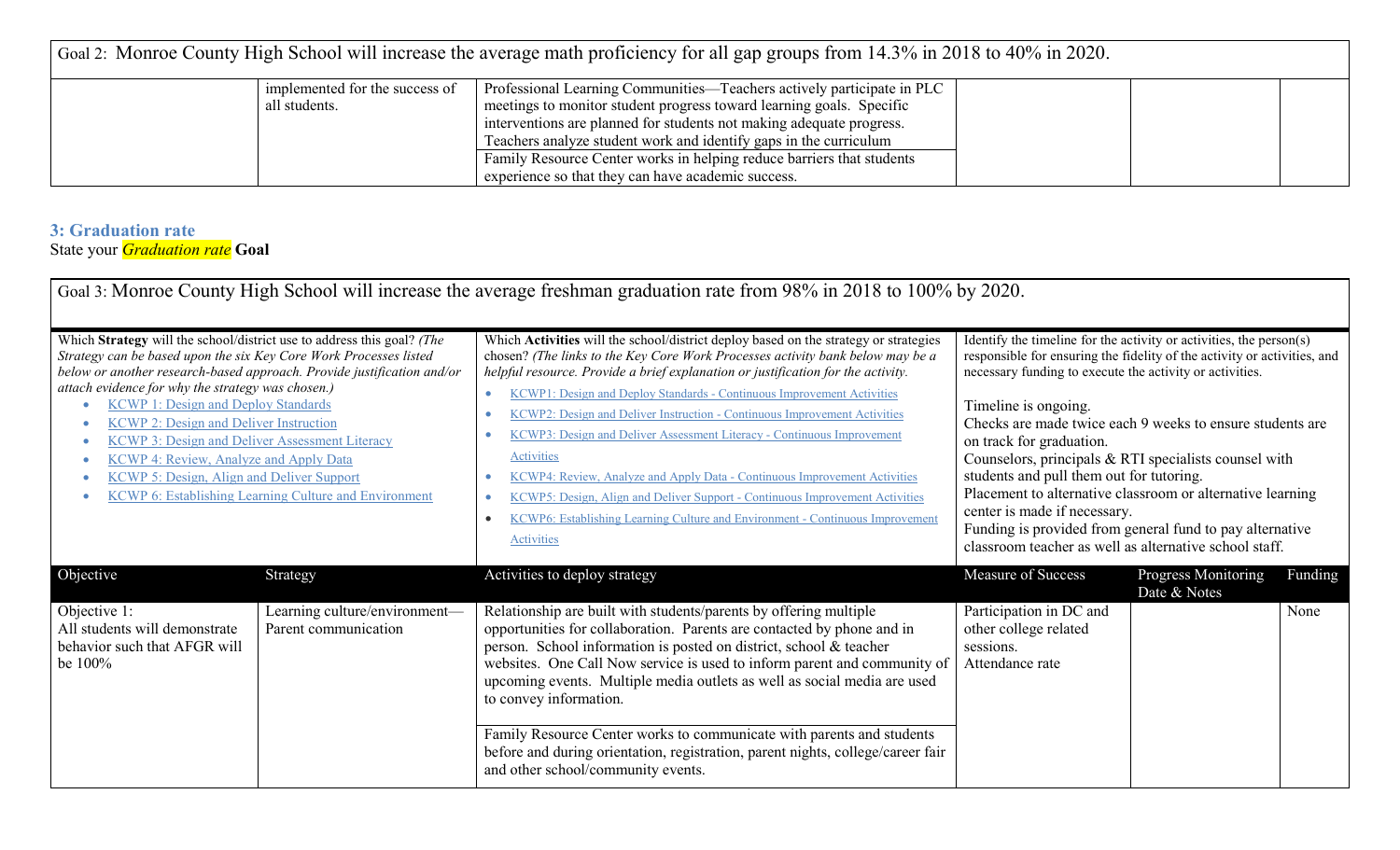| Goal 2: Monroe County High School will increase the average math proficiency for all gap groups from 14.3% in 2018 to 40% in 2020. | | | | | |
|---|---|---|---|---|---|
| | implemented for the success of all students. | Professional Learning Communities—Teachers actively participate in PLC meetings to monitor student progress toward learning goals. Specific interventions are planned for students not making adequate progress. Teachers analyze student work and identify gaps in the curriculum | | | |
| | | Family Resource Center works in helping reduce barriers that students experience so that they can have academic success. | | | |

### 3: Graduation rate

State your *Graduation rate* **Goal**

| Goal 3: Monroe County High School will increase the average freshman graduation rate from 98% in 2018 to 100% by 2020. | | | | | |
|---|---|---|---|---|---|
| Which **Strategy** will the school/district use to address this goal? *(The Strategy can be based upon the six Key Core Work Processes listed below or another research-based approach. Provide justification and/or attach evidence for why the strategy was chosen.)*<br>• KCWP 1: Design and Deploy Standards<br>• KCWP 2: Design and Deliver Instruction<br>• KCWP 3: Design and Deliver Assessment Literacy<br>• KCWP 4: Review, Analyze and Apply Data<br>• KCWP 5: Design, Align and Deliver Support<br>• KCWP 6: Establishing Learning Culture and Environment | | Which **Activities** will the school/district deploy based on the strategy or strategies chosen? *(The links to the Key Core Work Processes activity bank below may be a helpful resource. Provide a brief explanation or justification for the activity.*<br>• KCWP1: Design and Deploy Standards - Continuous Improvement Activities<br>• KCWP2: Design and Deliver Instruction - Continuous Improvement Activities<br>• KCWP3: Design and Deliver Assessment Literacy - Continuous Improvement Activities<br>• KCWP4: Review, Analyze and Apply Data - Continuous Improvement Activities<br>• KCWP5: Design, Align and Deliver Support - Continuous Improvement Activities<br>• KCWP6: Establishing Learning Culture and Environment - Continuous Improvement Activities | Identify the timeline for the activity or activities, the person(s) responsible for ensuring the fidelity of the activity or activities, and necessary funding to execute the activity or activities.<br><br>Timeline is ongoing.<br>Checks are made twice each 9 weeks to ensure students are on track for graduation.<br>Counselors, principals & RTI specialists counsel with students and pull them out for tutoring.<br>Placement to alternative classroom or alternative learning center is made if necessary.<br>Funding is provided from general fund to pay alternative classroom teacher as well as alternative school staff. | | |
| **Objective** | **Strategy** | **Activities to deploy strategy** | **Measure of Success** | **Progress Monitoring Date & Notes** | **Funding** |
| Objective 1:<br>All students will demonstrate behavior such that AFGR will be 100% | Learning culture/environment—Parent communication | Relationship are built with students/parents by offering multiple opportunities for collaboration. Parents are contacted by phone and in person. School information is posted on district, school & teacher websites. One Call Now service is used to inform parent and community of upcoming events. Multiple media outlets as well as social media are used to convey information. | Participation in DC and other college related sessions.<br>Attendance rate | | None |
| | | Family Resource Center works to communicate with parents and students before and during orientation, registration, parent nights, college/career fair and other school/community events. | | | |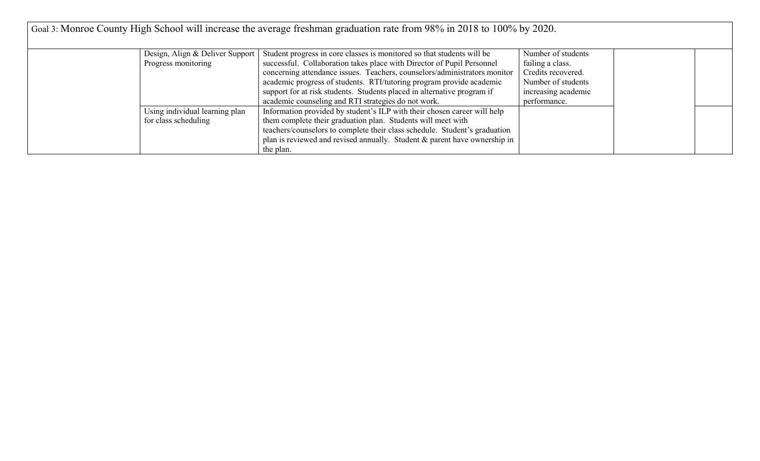Goal 3: Monroe County High School will increase the average freshman graduation rate from 98% in 2018 to 100% by 2020.

| | | | | | |
|---|---|---|---|---|---|
| | Design, Align & Deliver Support Progress monitoring | Student progress in core classes is monitored so that students will be successful. Collaboration takes place with Director of Pupil Personnel concerning attendance issues. Teachers, counselors/administrators monitor academic progress of students. RTI/tutoring program provide academic support for at risk students. Students placed in alternative program if academic counseling and RTI strategies do not work. | Number of students failing a class. Credits recovered. Number of students increasing academic performance. | | |
| | Using individual learning plan for class scheduling | Information provided by student's ILP with their chosen career will help them complete their graduation plan. Students will meet with teachers/counselors to complete their class schedule. Student's graduation plan is reviewed and revised annually. Student & parent have ownership in the plan. | | | |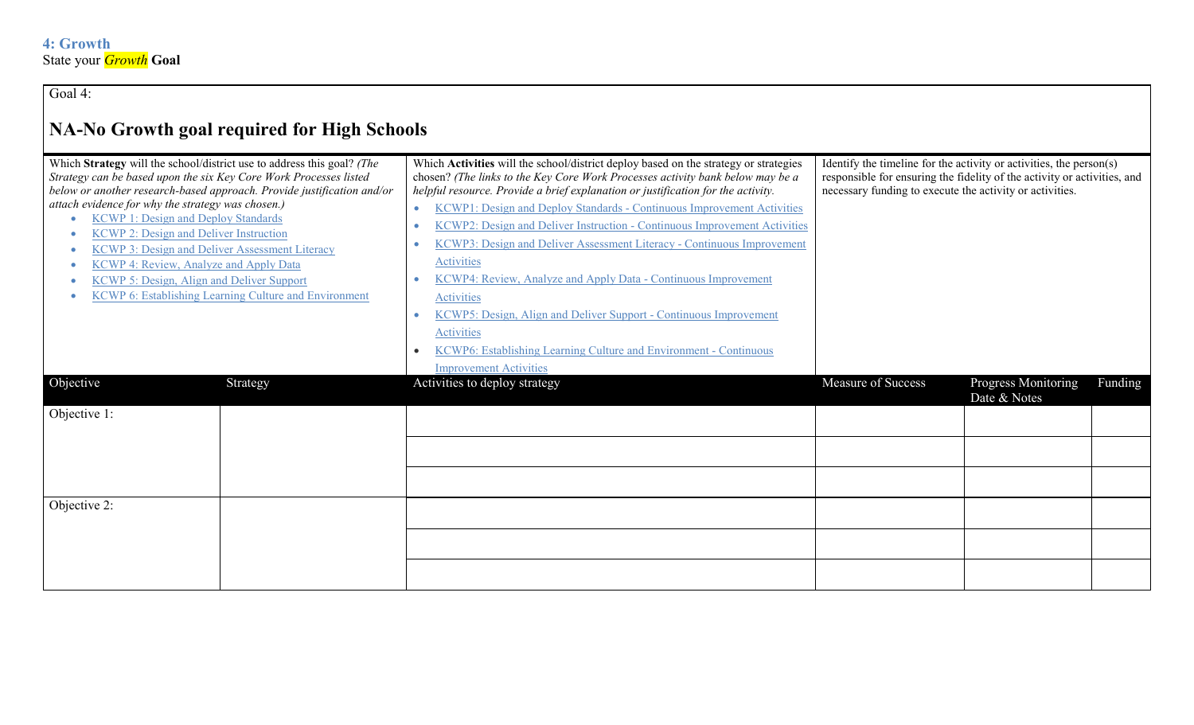## 4: Growth

State your *Growth* **Goal**

Goal 4:

# NA-No Growth goal required for High Schools

Which **Strategy** will the school/district use to address this goal? *(The Strategy can be based upon the six Key Core Work Processes listed below or another research-based approach. Provide justification and/or attach evidence for why the strategy was chosen.)*

- KCWP 1: Design and Deploy Standards
- KCWP 2: Design and Deliver Instruction
- KCWP 3: Design and Deliver Assessment Literacy
- KCWP 4: Review, Analyze and Apply Data
- KCWP 5: Design, Align and Deliver Support
- KCWP 6: Establishing Learning Culture and Environment

Which **Activities** will the school/district deploy based on the strategy or strategies chosen? *(The links to the Key Core Work Processes activity bank below may be a helpful resource. Provide a brief explanation or justification for the activity.*

- KCWP1: Design and Deploy Standards - Continuous Improvement Activities
- KCWP2: Design and Deliver Instruction - Continuous Improvement Activities
- KCWP3: Design and Deliver Assessment Literacy - Continuous Improvement Activities
- KCWP4: Review, Analyze and Apply Data - Continuous Improvement Activities
- KCWP5: Design, Align and Deliver Support - Continuous Improvement Activities
- KCWP6: Establishing Learning Culture and Environment - Continuous Improvement Activities

Identify the timeline for the activity or activities, the person(s) responsible for ensuring the fidelity of the activity or activities, and necessary funding to execute the activity or activities.

| Objective | Strategy | Activities to deploy strategy | Measure of Success | Progress Monitoring Date & Notes | Funding |
|---|---|---|---|---|---|
| Objective 1: | | | | | |
| | | | | | |
| | | | | | |
| Objective 2: | | | | | |
| | | | | | |
| | | | | | |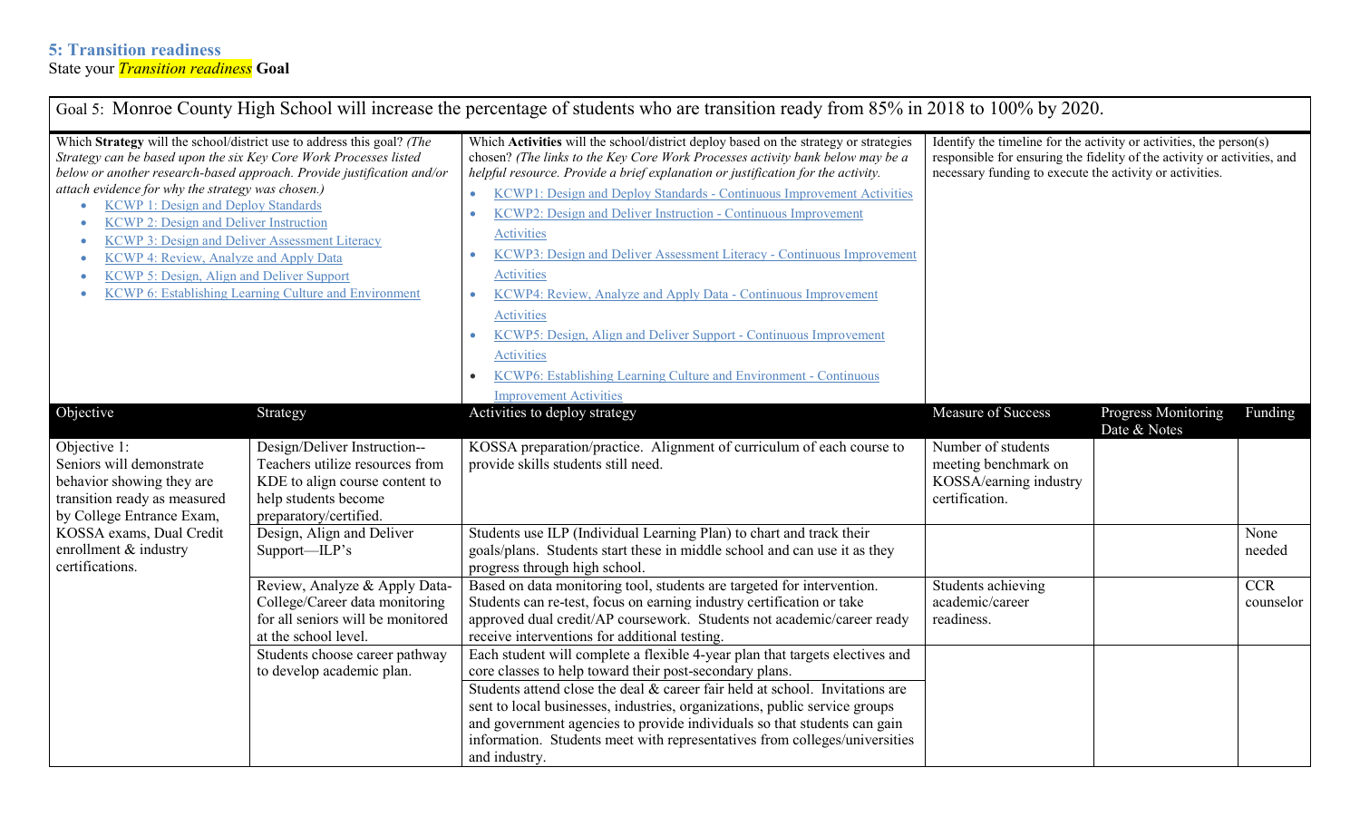### 5: Transition readiness

State your *Transition readiness* **Goal**

Goal 5: Monroe County High School will increase the percentage of students who are transition ready from 85% in 2018 to 100% by 2020.

| Which **Strategy** will the school/district use to address this goal? *(The Strategy can be based upon the six Key Core Work Processes listed below or another research-based approach. Provide justification and/or attach evidence for why the strategy was chosen.)*<br>• KCWP 1: Design and Deploy Standards<br>• KCWP 2: Design and Deliver Instruction<br>• KCWP 3: Design and Deliver Assessment Literacy<br>• KCWP 4: Review, Analyze and Apply Data<br>• KCWP 5: Design, Align and Deliver Support<br>• KCWP 6: Establishing Learning Culture and Environment | | Which **Activities** will the school/district deploy based on the strategy or strategies chosen? *(The links to the Key Core Work Processes activity bank below may be a helpful resource. Provide a brief explanation or justification for the activity.*<br>• KCWP1: Design and Deploy Standards - Continuous Improvement Activities<br>• KCWP2: Design and Deliver Instruction - Continuous Improvement Activities<br>• KCWP3: Design and Deliver Assessment Literacy - Continuous Improvement Activities<br>• KCWP4: Review, Analyze and Apply Data - Continuous Improvement Activities<br>• KCWP5: Design, Align and Deliver Support - Continuous Improvement Activities<br>• KCWP6: Establishing Learning Culture and Environment - Continuous Improvement Activities | Identify the timeline for the activity or activities, the person(s) responsible for ensuring the fidelity of the activity or activities, and necessary funding to execute the activity or activities. | | |
|---|---|---|---|---|---|
| **Objective** | **Strategy** | **Activities to deploy strategy** | **Measure of Success** | **Progress Monitoring Date & Notes** | **Funding** |
| Objective 1:<br>Seniors will demonstrate behavior showing they are transition ready as measured by College Entrance Exam, KOSSA exams, Dual Credit enrollment & industry certifications. | Design/Deliver Instruction--Teachers utilize resources from KDE to align course content to help students become preparatory/certified. | KOSSA preparation/practice. Alignment of curriculum of each course to provide skills students still need. | Number of students meeting benchmark on KOSSA/earning industry certification. | | |
| | Design, Align and Deliver Support—ILP's | Students use ILP (Individual Learning Plan) to chart and track their goals/plans. Students start these in middle school and can use it as they progress through high school. | | | None needed |
| | Review, Analyze & Apply Data-College/Career data monitoring for all seniors will be monitored at the school level. | Based on data monitoring tool, students are targeted for intervention. Students can re-test, focus on earning industry certification or take approved dual credit/AP coursework. Students not academic/career ready receive interventions for additional testing. | Students achieving academic/career readiness. | | CCR counselor |
| | Students choose career pathway to develop academic plan. | Each student will complete a flexible 4-year plan that targets electives and core classes to help toward their post-secondary plans. | | | |
| | | Students attend close the deal & career fair held at school. Invitations are sent to local businesses, industries, organizations, public service groups and government agencies to provide individuals so that students can gain information. Students meet with representatives from colleges/universities and industry. | | | |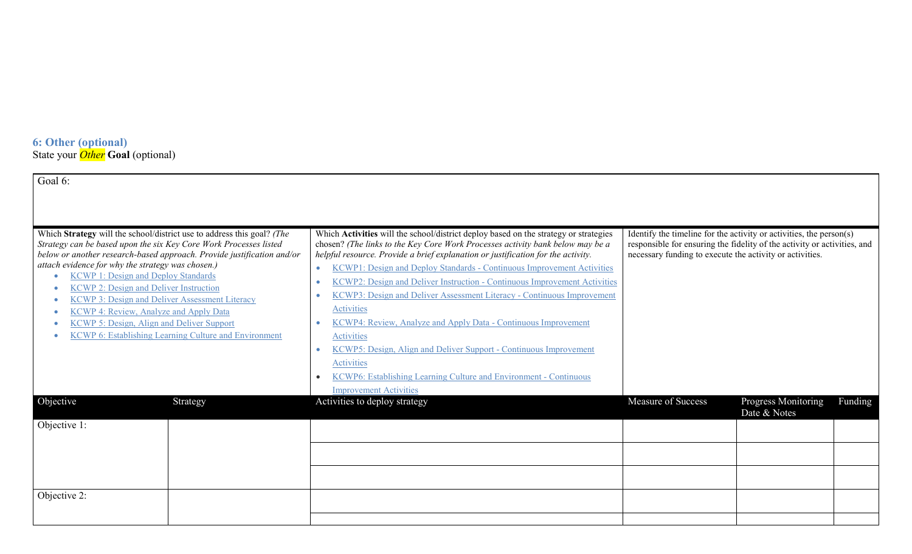## 6: Other (optional)

State your *Other* **Goal** (optional)

| Goal 6: | | | | | |
|---|---|---|---|---|---|
| Which **Strategy** will the school/district use to address this goal? *(The Strategy can be based upon the six Key Core Work Processes listed below or another research-based approach. Provide justification and/or attach evidence for why the strategy was chosen.)*<br>• KCWP 1: Design and Deploy Standards<br>• KCWP 2: Design and Deliver Instruction<br>• KCWP 3: Design and Deliver Assessment Literacy<br>• KCWP 4: Review, Analyze and Apply Data<br>• KCWP 5: Design, Align and Deliver Support<br>• KCWP 6: Establishing Learning Culture and Environment | | Which **Activities** will the school/district deploy based on the strategy or strategies chosen? *(The links to the Key Core Work Processes activity bank below may be a helpful resource. Provide a brief explanation or justification for the activity.*<br>• KCWP1: Design and Deploy Standards - Continuous Improvement Activities<br>• KCWP2: Design and Deliver Instruction - Continuous Improvement Activities<br>• KCWP3: Design and Deliver Assessment Literacy - Continuous Improvement Activities<br>• KCWP4: Review, Analyze and Apply Data - Continuous Improvement Activities<br>• KCWP5: Design, Align and Deliver Support - Continuous Improvement Activities<br>• KCWP6: Establishing Learning Culture and Environment - Continuous Improvement Activities | Identify the timeline for the activity or activities, the person(s) responsible for ensuring the fidelity of the activity or activities, and necessary funding to execute the activity or activities. | | |
| **Objective** | **Strategy** | **Activities to deploy strategy** | **Measure of Success** | **Progress Monitoring Date & Notes** | **Funding** |
| Objective 1: | | | | | |
| | | | | | |
| | | | | | |
| Objective 2: | | | | | |
| | | | | | |